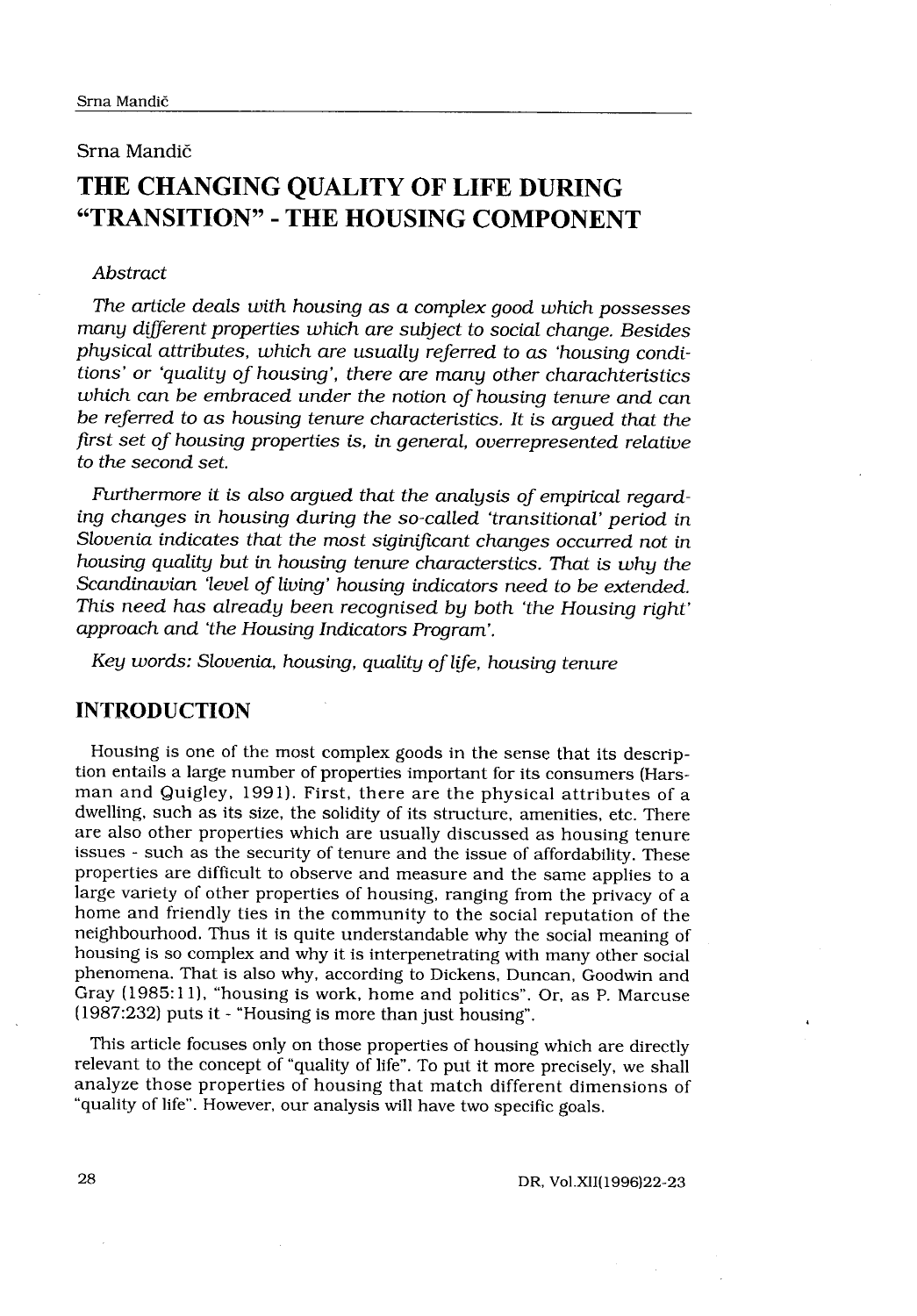Srna Mandič

# THE CHANGING QUALITY OF LIFE DURING "TRANSITION" - THE HOUSING COMPONENT

*Abstract*

*The article deals with housing as a complex good which possesses many different properties which are subject to social change. Besides physical attributes, which are usually referred to as 'housing conditions' or 'quality of housing', there are many other charachteristics which can be embraced under the notion of housing tenure and can be referred to as housing tenure characteristics. It is argued that the first set of housing properties is, in general, overrepresented relative to the second set.*

*Furthermore it is also argued that the analysis of empirical regarding changes in housing during the so-called 'transitional' period in Slovenia indicates that the most siginificant changes occurred not in housing quality but in housing tenure characterstics. That is why the Scandinavian 'level of living' housing indicators need to be extended. This need has already been recognised by both 'the Housing right' approach and 'the Housing Indicators Program'.*

*Key words: Slovenia, housing, quality of life, housing tenure*

## INTRODUCTION

Housing is one of the most complex goods in the sense that its description entails a large number of properties important for its consumers (Harsman and Quigley, 1991). First, there are the physical attributes of a dwelling, such as its size, the solidity of its structure, amenities, etc. There are also other properties which are usually discussed as housing tenure issues - such as the security of tenure and the issue of affordability. These properties are difficult to observe and measure and the same applies to a large variety of other properties of housing, ranging from the privacy of a home and friendly ties in the community to the social reputation of the neighbourhood. Thus it is quite understandable why the social meaning of housing is so complex and why it is interpenetrating with many other social phenomena. That is also why, according to Dickens, Duncan, Goodwin and Gray (1985:11), "housing is work, home and politics". Or, as P. Marcuse (1987:232) puts it - "Housing is more than just housing".

This article focuses only on those properties of housing which are directly relevant to the concept of "quality of life". To put it more precisely, we shall analyze those properties of housing that match different dimensions of "quality of life". However, our analysis will have two specific goals.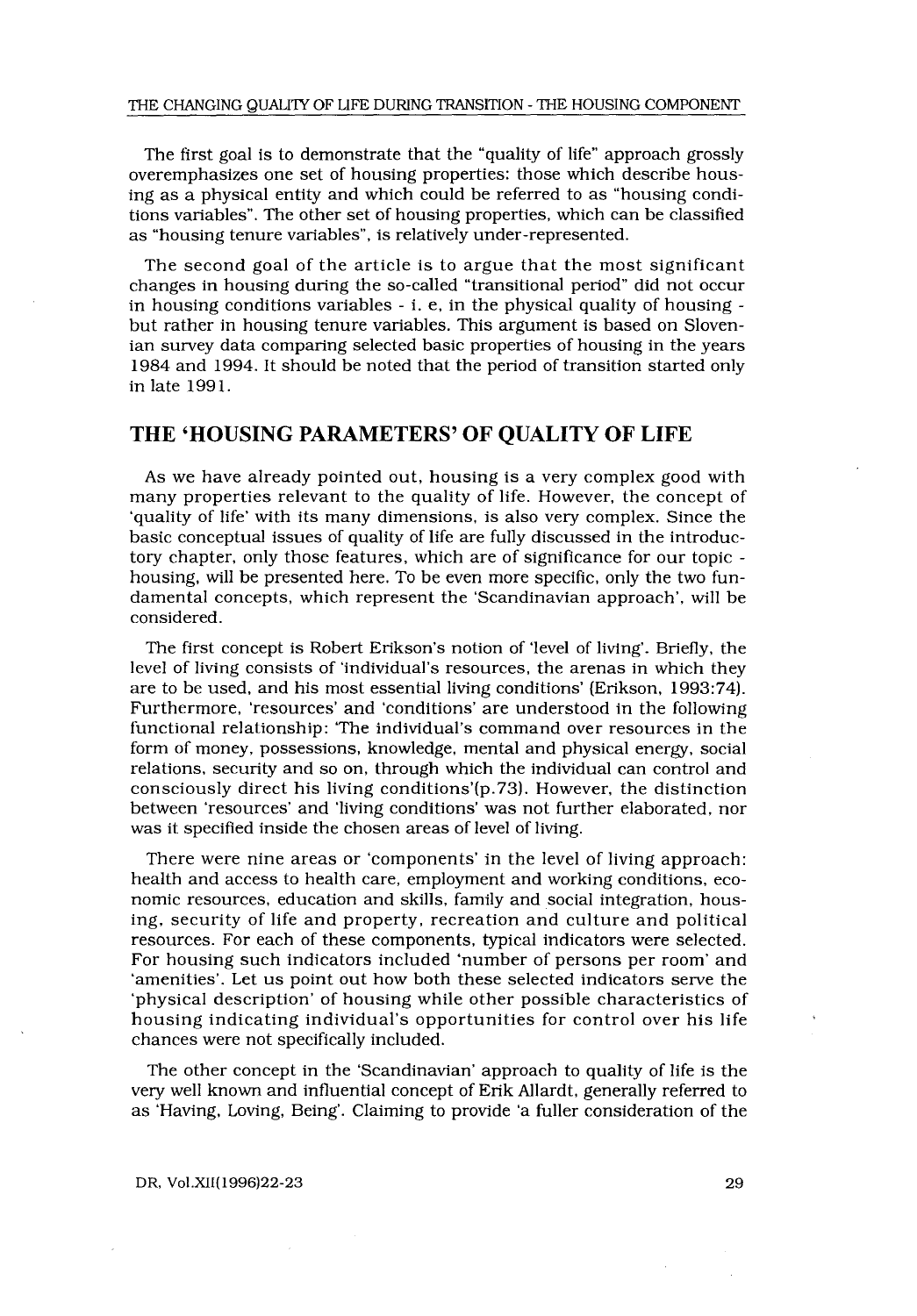The first goal is to demonstrate that the "quality of life" approach grossly overemphasizes one set of housing properties: those which describe housing as a physical entity and which could be referred to as "housing conditions variables". The other set of housing properties, which can be classified as "housing tenure variables", is relatively under-represented.

The second goal of the article is to argue that the most significant changes in housing during the so-called "transitional period" did not occur in housing conditions variables - i. e. in the physical quality of housing - but rather in housing tenure variables. This argument is based on Slovenian survey data comparing selected basic properties of housing in the years 1984 and 1994. It should be noted that the period of transition started only in late 1991.

## THE 'HOUSING PARAMETERS' OF QUALITY OF LIFE

As we have already pointed out, housing is a very complex good with many properties relevant to the quality of life. However, the concept of 'quality of life' with its many dimensions, is also very complex. Since the basic conceptual issues of quality of life are fully discussed in the introductory chapter, only those features, which are of significance for our topic - housing, will be presented here. To be even more specific, only the two fundamental concepts, which represent the 'Scandinavian approach', will be considered.

The first concept is Robert Erikson's notion of 'level of living'. Briefly, the level of living consists of 'individual's resources, the arenas in which they are to be used, and his most essential living conditions' (Erikson, 1993:74). Furthermore, 'resources' and 'conditions' are understood in the following functional relationship: 'The individual's command over resources in the form of money, possessions, knowledge, mental and physical energy, social relations, security and so on, through which the individual can control and consciously direct his living conditions'(p.73). However, the distinction between 'resources' and 'living conditions' was not further elaborated, nor was it specified inside the chosen areas of level of living.

There were nine areas or 'components' in the level of living approach: health and access to health care, employment and working conditions, economic resources, education and skills, family and social integration, housing, security of life and property, recreation and culture and political resources. For each of these components, typical indicators were selected. For housing such indicators included 'number of persons per room' and 'amenities'. Let us point out how both these selected indicators serve the 'physical description' of housing while other possible characteristics of housing indicating individual's opportunities for control over his life chances were not specifically included.

The other concept in the 'Scandinavian' approach to quality of life is the very well known and influential concept of Erik Allardt, generally referred to as 'Having, Loving, Being'. Claiming to provide 'a fuller consideration of the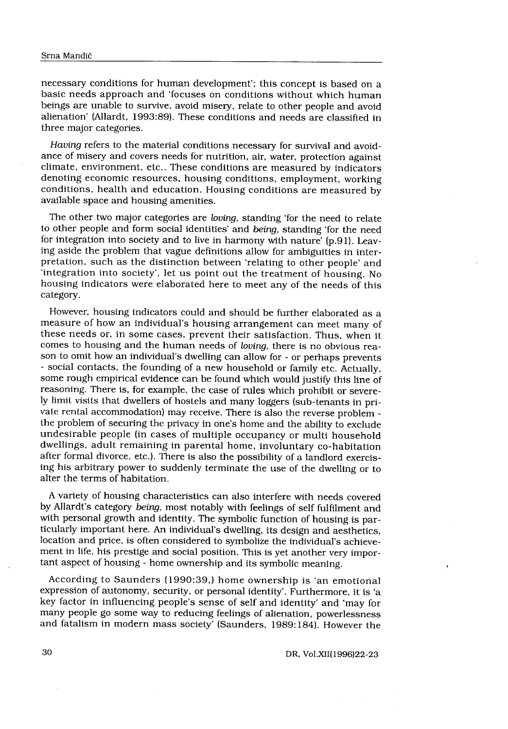necessary conditions for human development'; this concept is based on a basic needs approach and 'focuses on conditions without which human beings are unable to survive, avoid misery, relate to other people and avoid alienation' (Allardt, 1993:89). These conditions and needs are classified in three major categories.

*Having* refers to the material conditions necessary for survival and avoidance of misery and covers needs for nutrition, air, water, protection against climate, environment, etc.. These conditions are measured by indicators denoting economic resources, housing conditions, employment, working conditions, health and education. Housing conditions are measured by available space and housing amenities.

The other two major categories are *loving*, standing 'for the need to relate to other people and form social identities' and *being*, standing 'for the need for integration into society and to live in harmony with nature' (p.91). Leaving aside the problem that vague definitions allow for ambiguities in interpretation, such as the distinction between 'relating to other people' and 'integration into society', let us point out the treatment of housing. No housing indicators were elaborated here to meet any of the needs of this category.

However, housing indicators could and should be further elaborated as a measure of how an individual's housing arrangement can meet many of these needs or, in some cases, prevent their satisfaction. Thus, when it comes to housing and the human needs of *loving*, there is no obvious reason to omit how an individual's dwelling can allow for - or perhaps prevents - social contacts, the founding of a new household or family etc. Actually, some rough empirical evidence can be found which would justify this line of reasoning. There is, for example, the case of rules which prohibit or severely limit visits that dwellers of hostels and many loggers (sub-tenants in private rental accommodation) may receive. There is also the reverse problem - the problem of securing the privacy in one's home and the ability to exclude undesirable people (in cases of multiple occupancy or multi household dwellings, adult remaining in parental home, involuntary co-habitation after formal divorce, etc.). There is also the possibility of a landlord exercising his arbitrary power to suddenly terminate the use of the dwelling or to alter the terms of habitation.

A variety of housing characteristics can also interfere with needs covered by Allardt's category *being*, most notably with feelings of self fulfilment and with personal growth and identity. The symbolic function of housing is particularly important here. An individual's dwelling, its design and aesthetics, location and price, is often considered to symbolize the individual's achievement in life, his prestige and social position. This is yet another very important aspect of housing - home ownership and its symbolic meaning.

According to Saunders (1990:39,) home ownership is 'an emotional expression of autonomy, security, or personal identity'. Furthermore, it is 'a key factor in influencing people's sense of self and identity' and 'may for many people go some way to reducing feelings of alienation, powerlessness and fatalism in modern mass society' (Saunders, 1989:184). However the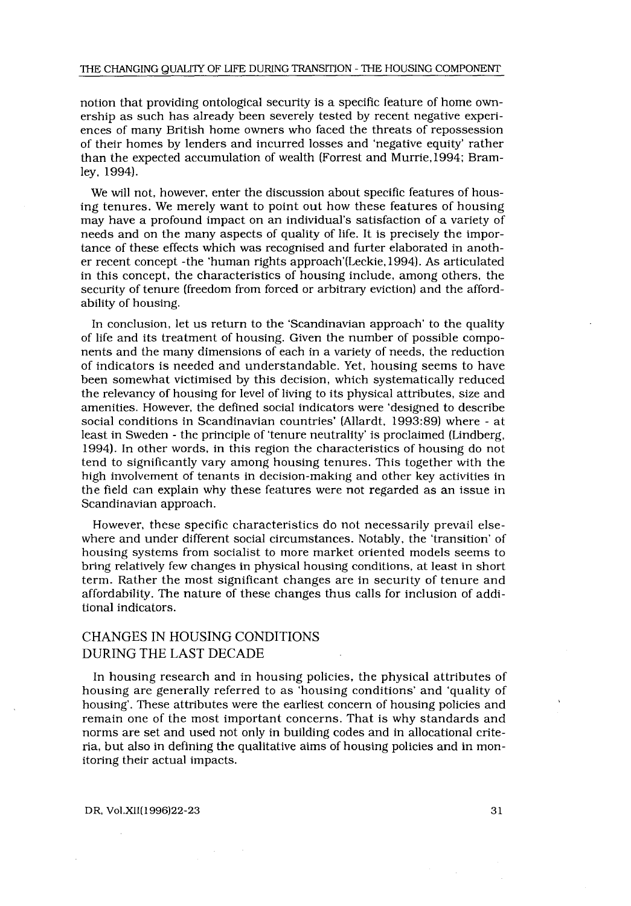notion that providing ontological security is a specific feature of home ownership as such has already been severely tested by recent negative experiences of many British home owners who faced the threats of repossession of their homes by lenders and incurred losses and 'negative equity' rather than the expected accumulation of wealth (Forrest and Murrie,1994; Bramley, 1994).

We will not, however, enter the discussion about specific features of housing tenures. We merely want to point out how these features of housing may have a profound impact on an individual's satisfaction of a variety of needs and on the many aspects of quality of life. It is precisely the importance of these effects which was recognised and furter elaborated in another recent concept -the 'human rights approach'(Leckie,1994). As articulated in this concept, the characteristics of housing include, among others, the security of tenure (freedom from forced or arbitrary eviction) and the affordability of housing.

In conclusion, let us return to the 'Scandinavian approach' to the quality of life and its treatment of housing. Given the number of possible components and the many dimensions of each in a variety of needs, the reduction of indicators is needed and understandable. Yet, housing seems to have been somewhat victimised by this decision, which systematically reduced the relevancy of housing for level of living to its physical attributes, size and amenities. However, the defined social indicators were 'designed to describe social conditions in Scandinavian countries' (Allardt, 1993:89) where - at least in Sweden - the principle of 'tenure neutrality' is proclaimed (Lindberg, 1994). In other words, in this region the characteristics of housing do not tend to significantly vary among housing tenures. This together with the high involvement of tenants in decision-making and other key activities in the field can explain why these features were not regarded as an issue in Scandinavian approach.

However, these specific characteristics do not necessarily prevail elsewhere and under different social circumstances. Notably, the 'transition' of housing systems from socialist to more market oriented models seems to bring relatively few changes in physical housing conditions, at least in short term. Rather the most significant changes are in security of tenure and affordability. The nature of these changes thus calls for inclusion of additional indicators.

## CHANGES IN HOUSING CONDITIONS DURING THE LAST DECADE

In housing research and in housing policies, the physical attributes of housing are generally referred to as 'housing conditions' and 'quality of housing'. These attributes were the earliest concern of housing policies and remain one of the most important concerns. That is why standards and norms are set and used not only in building codes and in allocational criteria, but also in defining the qualitative aims of housing policies and in monitoring their actual impacts.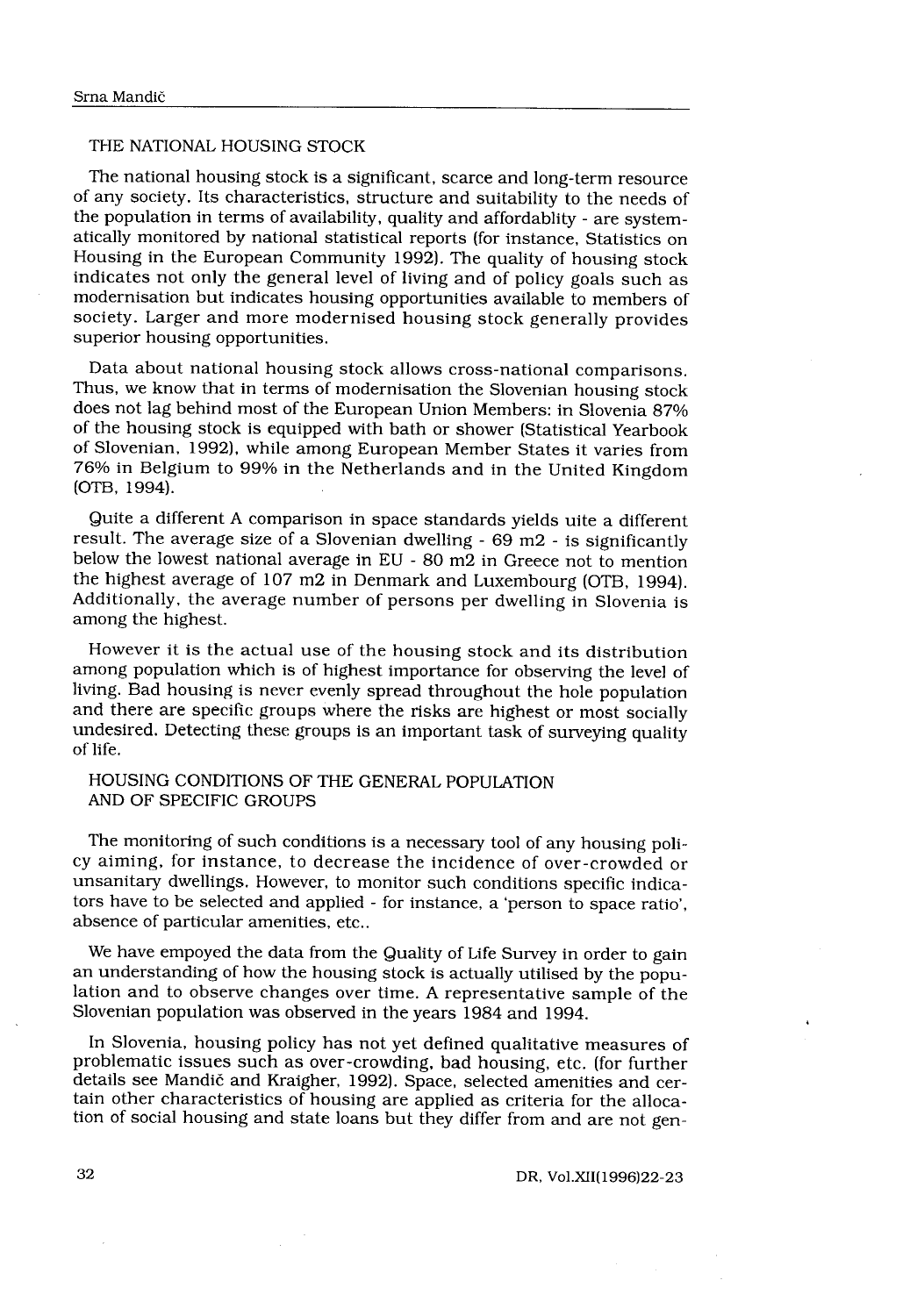## THE NATIONAL HOUSING STOCK

The national housing stock is a significant, scarce and long-term resource of any society. Its characteristics, structure and suitability to the needs of the population in terms of availability, quality and affordablity - are systematically monitored by national statistical reports (for instance, Statistics on Housing in the European Community 1992). The quality of housing stock indicates not only the general level of living and of policy goals such as modernisation but indicates housing opportunities available to members of society. Larger and more modernised housing stock generally provides superior housing opportunities.

Data about national housing stock allows cross-national comparisons. Thus, we know that in terms of modernisation the Slovenian housing stock does not lag behind most of the European Union Members: in Slovenia 87% of the housing stock is equipped with bath or shower (Statistical Yearbook of Slovenian, 1992), while among European Member States it varies from 76% in Belgium to 99% in the Netherlands and in the United Kingdom (OTB, 1994).

Quite a different A comparison in space standards yields uite a different result. The average size of a Slovenian dwelling - 69 m2 - is significantly below the lowest national average in EU - 80 m2 in Greece not to mention the highest average of 107 m2 in Denmark and Luxembourg (OTB, 1994). Additionally, the average number of persons per dwelling in Slovenia is among the highest.

However it is the actual use of the housing stock and its distribution among population which is of highest importance for observing the level of living. Bad housing is never evenly spread throughout the hole population and there are specific groups where the risks are highest or most socially undesired. Detecting these groups is an important task of surveying quality of life.

## HOUSING CONDITIONS OF THE GENERAL POPULATION AND OF SPECIFIC GROUPS

The monitoring of such conditions is a necessary tool of any housing policy aiming, for instance, to decrease the incidence of over-crowded or unsanitary dwellings. However, to monitor such conditions specific indicators have to be selected and applied - for instance, a 'person to space ratio', absence of particular amenities, etc..

We have empoyed the data from the Quality of Life Survey in order to gain an understanding of how the housing stock is actually utilised by the population and to observe changes over time. A representative sample of the Slovenian population was observed in the years 1984 and 1994.

In Slovenia, housing policy has not yet defined qualitative measures of problematic issues such as over-crowding, bad housing, etc. (for further details see Mandič and Kraigher, 1992). Space, selected amenities and certain other characteristics of housing are applied as criteria for the allocation of social housing and state loans but they differ from and are not gen-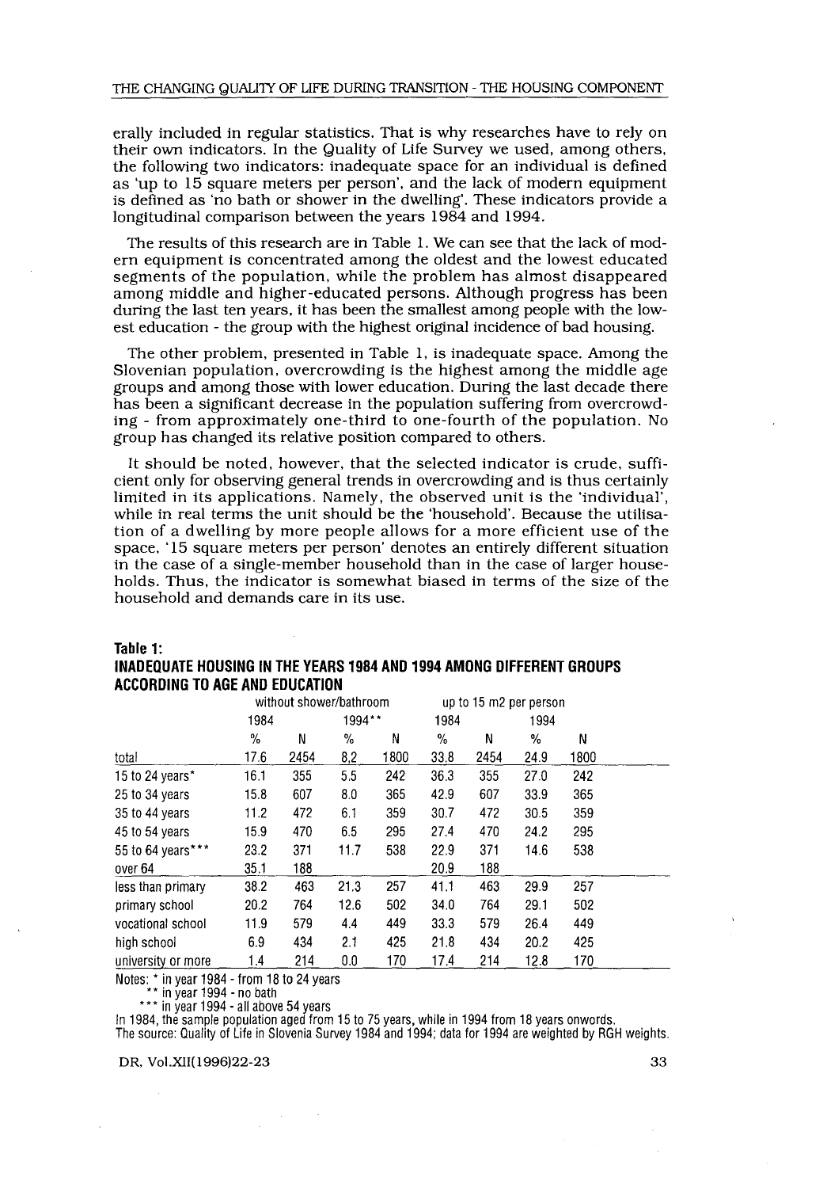erally included in regular statistics. That is why researches have to rely on their own indicators. In the Quality of Life Survey we used, among others, the following two indicators: inadequate space for an individual is defined as 'up to 15 square meters per person', and the lack of modern equipment is defined as 'no bath or shower in the dwelling'. These indicators provide a longitudinal comparison between the years 1984 and 1994.

The results of this research are in Table 1. We can see that the lack of modern equipment is concentrated among the oldest and the lowest educated segments of the population, while the problem has almost disappeared among middle and higher-educated persons. Although progress has been during the last ten years, it has been the smallest among people with the lowest education - the group with the highest original incidence of bad housing.

The other problem, presented in Table 1, is inadequate space. Among the Slovenian population, overcrowding is the highest among the middle age groups and among those with lower education. During the last decade there has been a significant decrease in the population suffering from overcrowding - from approximately one-third to one-fourth of the population. No group has changed its relative position compared to others.

It should be noted, however, that the selected indicator is crude, sufficient only for observing general trends in overcrowding and is thus certainly limited in its applications. Namely, the observed unit is the 'individual', while in real terms the unit should be the 'household'. Because the utilisation of a dwelling by more people allows for a more efficient use of the space, '15 square meters per person' denotes an entirely different situation in the case of a single-member household than in the case of larger households. Thus, the indicator is somewhat biased in terms of the size of the household and demands care in its use.

**Table 1:**
**INADEQUATE HOUSING IN THE YEARS 1984 AND 1994 AMONG DIFFERENT GROUPS ACCORDING TO AGE AND EDUCATION**

| | without shower/bathroom | | | | up to 15 m2 per person | | | |
|---|---|---|---|---|---|---|---|---|
| | 1984 | | 1994** | | 1984 | | 1994 | |
| | % | N | % | N | % | N | % | N |
| total | 17.6 | 2454 | 8.2 | 1800 | 33.8 | 2454 | 24.9 | 1800 |
| 15 to 24 years* | 16.1 | 355 | 5.5 | 242 | 36.3 | 355 | 27.0 | 242 |
| 25 to 34 years | 15.8 | 607 | 8.0 | 365 | 42.9 | 607 | 33.9 | 365 |
| 35 to 44 years | 11.2 | 472 | 6.1 | 359 | 30.7 | 472 | 30.5 | 359 |
| 45 to 54 years | 15.9 | 470 | 6.5 | 295 | 27.4 | 470 | 24.2 | 295 |
| 55 to 64 years*** | 23.2 | 371 | 11.7 | 538 | 22.9 | 371 | 14.6 | 538 |
| over 64 | 35.1 | 188 | | | 20.9 | 188 | | |
| less than primary | 38.2 | 463 | 21.3 | 257 | 41.1 | 463 | 29.9 | 257 |
| primary school | 20.2 | 764 | 12.6 | 502 | 34.0 | 764 | 29.1 | 502 |
| vocational school | 11.9 | 579 | 4.4 | 449 | 33.3 | 579 | 26.4 | 449 |
| high school | 6.9 | 434 | 2.1 | 425 | 21.8 | 434 | 20.2 | 425 |
| university or more | 1.4 | 214 | 0.0 | 170 | 17.4 | 214 | 12.8 | 170 |

Notes: * in year 1984 - from 18 to 24 years
** in year 1994 - no bath
*** in year 1994 - all above 54 years

In 1984, the sample population aged from 15 to 75 years, while in 1994 from 18 years onwords.
The source: Quality of Life in Slovenia Survey 1984 and 1994; data for 1994 are weighted by RGH weights.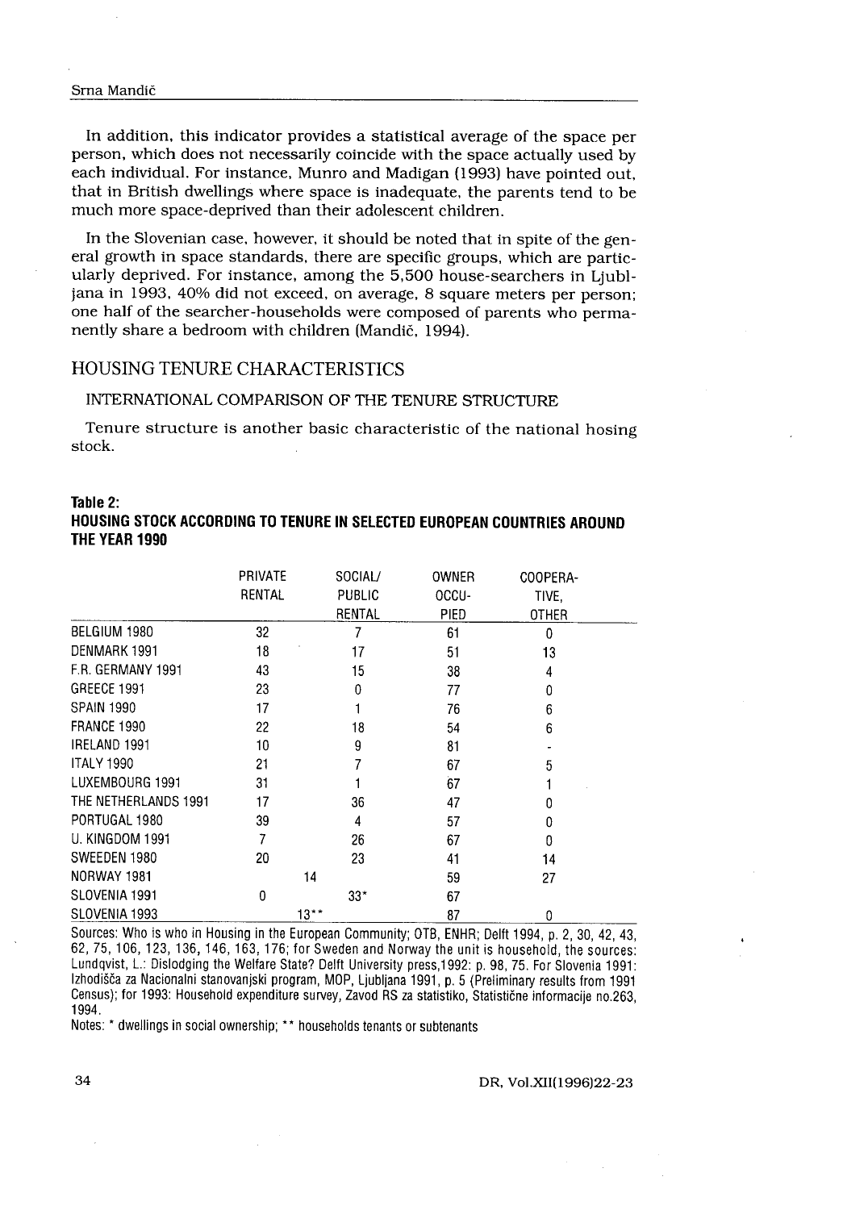In addition, this indicator provides a statistical average of the space per person, which does not necessarily coincide with the space actually used by each individual. For instance, Munro and Madigan (1993) have pointed out, that in British dwellings where space is inadequate, the parents tend to be much more space-deprived than their adolescent children.

In the Slovenian case, however, it should be noted that in spite of the general growth in space standards, there are specific groups, which are particularly deprived. For instance, among the 5,500 house-searchers in Ljubljana in 1993, 40% did not exceed, on average, 8 square meters per person; one half of the searcher-households were composed of parents who permanently share a bedroom with children (Mandič, 1994).

## HOUSING TENURE CHARACTERISTICS

### INTERNATIONAL COMPARISON OF THE TENURE STRUCTURE

Tenure structure is another basic characteristic of the national hosing stock.

**Table 2:**
**HOUSING STOCK ACCORDING TO TENURE IN SELECTED EUROPEAN COUNTRIES AROUND THE YEAR 1990**

| | PRIVATE RENTAL | SOCIAL/ PUBLIC RENTAL | OWNER OCCU-PIED | COOPERA-TIVE, OTHER |
|---|---|---|---|---|
| BELGIUM 1980 | 32 | 7 | 61 | 0 |
| DENMARK 1991 | 18 | 17 | 51 | 13 |
| F.R. GERMANY 1991 | 43 | 15 | 38 | 4 |
| GREECE 1991 | 23 | 0 | 77 | 0 |
| SPAIN 1990 | 17 | 1 | 76 | 6 |
| FRANCE 1990 | 22 | 18 | 54 | 6 |
| IRELAND 1991 | 10 | 9 | 81 | - |
| ITALY 1990 | 21 | 7 | 67 | 5 |
| LUXEMBOURG 1991 | 31 | 1 | 67 | 1 |
| THE NETHERLANDS 1991 | 17 | 36 | 47 | 0 |
| PORTUGAL 1980 | 39 | 4 | 57 | 0 |
| U. KINGDOM 1991 | 7 | 26 | 67 | 0 |
| SWEEDEN 1980 | 20 | 23 | 41 | 14 |
| NORWAY 1981 | 14 | | 59 | 27 |
| SLOVENIA 1991 | 0 | 33* | 67 | |
| SLOVENIA 1993 | 13** | | 87 | 0 |

Sources: Who is who in Housing in the European Community; OTB, ENHR; Delft 1994, p. 2, 30, 42, 43, 62, 75, 106, 123, 136, 146, 163, 176; for Sweden and Norway the unit is household, the sources: Lundqvist, L.: Dislodging the Welfare State? Delft University press,1992: p. 98, 75. For Slovenia 1991: Izhodišča za Nacionalni stanovanjski program, MOP, Ljubljana 1991, p. 5 (Preliminary results from 1991 Census); for 1993: Household expenditure survey, Zavod RS za statistiko, Statistične informacije no.263, 1994.

Notes: * dwellings in social ownership; ** households tenants or subtenants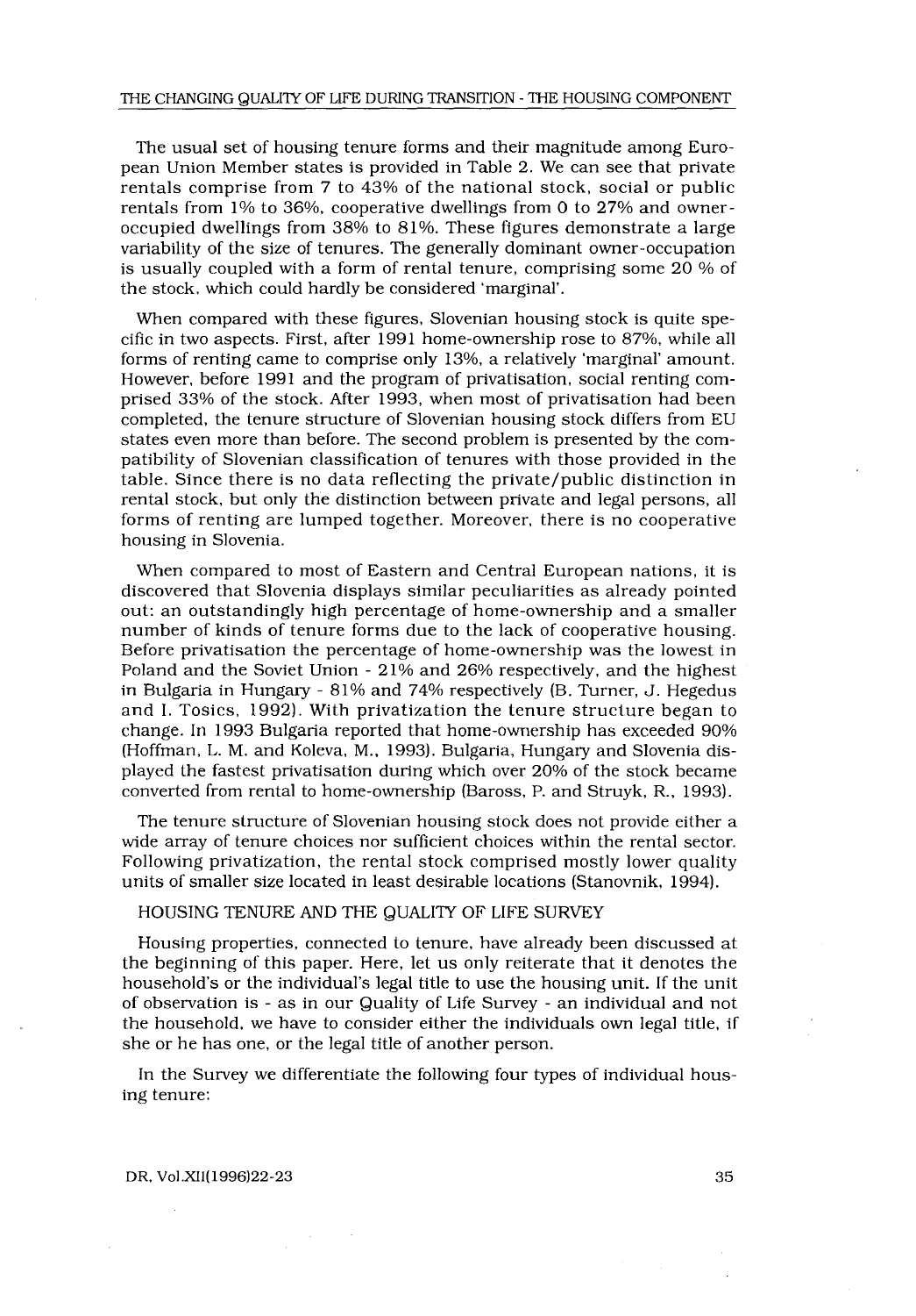The usual set of housing tenure forms and their magnitude among European Union Member states is provided in Table 2. We can see that private rentals comprise from 7 to 43% of the national stock, social or public rentals from 1% to 36%, cooperative dwellings from 0 to 27% and owner-occupied dwellings from 38% to 81%. These figures demonstrate a large variability of the size of tenures. The generally dominant owner-occupation is usually coupled with a form of rental tenure, comprising some 20 % of the stock, which could hardly be considered 'marginal'.

When compared with these figures, Slovenian housing stock is quite specific in two aspects. First, after 1991 home-ownership rose to 87%, while all forms of renting came to comprise only 13%, a relatively 'marginal' amount. However, before 1991 and the program of privatisation, social renting comprised 33% of the stock. After 1993, when most of privatisation had been completed, the tenure structure of Slovenian housing stock differs from EU states even more than before. The second problem is presented by the compatibility of Slovenian classification of tenures with those provided in the table. Since there is no data reflecting the private/public distinction in rental stock, but only the distinction between private and legal persons, all forms of renting are lumped together. Moreover, there is no cooperative housing in Slovenia.

When compared to most of Eastern and Central European nations, it is discovered that Slovenia displays similar peculiarities as already pointed out: an outstandingly high percentage of home-ownership and a smaller number of kinds of tenure forms due to the lack of cooperative housing. Before privatisation the percentage of home-ownership was the lowest in Poland and the Soviet Union - 21% and 26% respectively, and the highest in Bulgaria in Hungary - 81% and 74% respectively (B. Turner, J. Hegedus and I. Tosics, 1992). With privatization the tenure structure began to change. In 1993 Bulgaria reported that home-ownership has exceeded 90% (Hoffman, L. M. and Koleva, M., 1993). Bulgaria, Hungary and Slovenia displayed the fastest privatisation during which over 20% of the stock became converted from rental to home-ownership (Baross, P. and Struyk, R., 1993).

The tenure structure of Slovenian housing stock does not provide either a wide array of tenure choices nor sufficient choices within the rental sector. Following privatization, the rental stock comprised mostly lower quality units of smaller size located in least desirable locations (Stanovnik, 1994).

## HOUSING TENURE AND THE QUALITY OF LIFE SURVEY

Housing properties, connected to tenure, have already been discussed at the beginning of this paper. Here, let us only reiterate that it denotes the household's or the individual's legal title to use the housing unit. If the unit of observation is - as in our Quality of Life Survey - an individual and not the household, we have to consider either the individuals own legal title, if she or he has one, or the legal title of another person.

In the Survey we differentiate the following four types of individual housing tenure: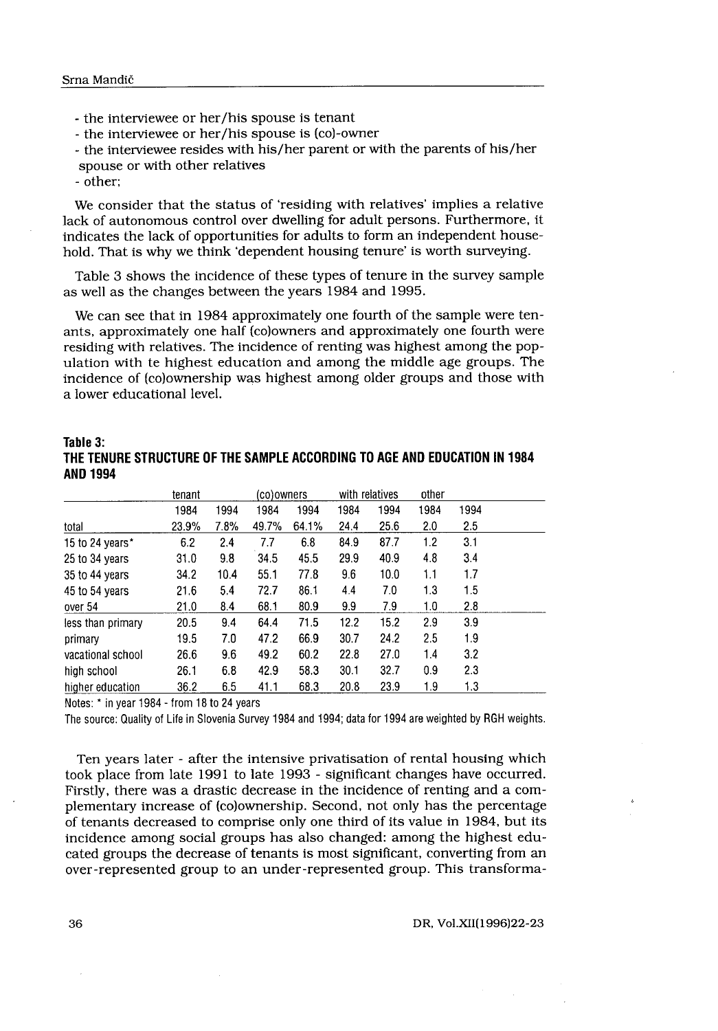- the interviewee or her/his spouse is tenant
- the interviewee or her/his spouse is (co)-owner
- the interviewee resides with his/her parent or with the parents of his/her spouse or with other relatives
- other;

We consider that the status of 'residing with relatives' implies a relative lack of autonomous control over dwelling for adult persons. Furthermore, it indicates the lack of opportunities for adults to form an independent household. That is why we think 'dependent housing tenure' is worth surveying.

Table 3 shows the incidence of these types of tenure in the survey sample as well as the changes between the years 1984 and 1995.

We can see that in 1984 approximately one fourth of the sample were tenants, approximately one half (co)owners and approximately one fourth were residing with relatives. The incidence of renting was highest among the population with te highest education and among the middle age groups. The incidence of (co)ownership was highest among older groups and those with a lower educational level.

**Table 3:**
**THE TENURE STRUCTURE OF THE SAMPLE ACCORDING TO AGE AND EDUCATION IN 1984 AND 1994**

| | tenant | | (co)owners | | with relatives | | other | |
|---|---|---|---|---|---|---|---|---|
| | 1984 | 1994 | 1984 | 1994 | 1984 | 1994 | 1984 | 1994 |
| total | 23.9% | 7.8% | 49.7% | 64.1% | 24.4 | 25.6 | 2.0 | 2.5 |
| 15 to 24 years* | 6.2 | 2.4 | 7.7 | 6.8 | 84.9 | 87.7 | 1.2 | 3.1 |
| 25 to 34 years | 31.0 | 9.8 | 34.5 | 45.5 | 29.9 | 40.9 | 4.8 | 3.4 |
| 35 to 44 years | 34.2 | 10.4 | 55.1 | 77.8 | 9.6 | 10.0 | 1.1 | 1.7 |
| 45 to 54 years | 21.6 | 5.4 | 72.7 | 86.1 | 4.4 | 7.0 | 1.3 | 1.5 |
| over 54 | 21.0 | 8.4 | 68.1 | 80.9 | 9.9 | 7.9 | 1.0 | 2.8 |
| less than primary | 20.5 | 9.4 | 64.4 | 71.5 | 12.2 | 15.2 | 2.9 | 3.9 |
| primary | 19.5 | 7.0 | 47.2 | 66.9 | 30.7 | 24.2 | 2.5 | 1.9 |
| vacational school | 26.6 | 9.6 | 49.2 | 60.2 | 22.8 | 27.0 | 1.4 | 3.2 |
| high school | 26.1 | 6.8 | 42.9 | 58.3 | 30.1 | 32.7 | 0.9 | 2.3 |
| higher education | 36.2 | 6.5 | 41.1 | 68.3 | 20.8 | 23.9 | 1.9 | 1.3 |

Notes: * in year 1984 - from 18 to 24 years

The source: Quality of Life in Slovenia Survey 1984 and 1994; data for 1994 are weighted by RGH weights.

Ten years later - after the intensive privatisation of rental housing which took place from late 1991 to late 1993 - significant changes have occurred. Firstly, there was a drastic decrease in the incidence of renting and a complementary increase of (co)ownership. Second, not only has the percentage of tenants decreased to comprise only one third of its value in 1984, but its incidence among social groups has also changed: among the highest educated groups the decrease of tenants is most significant, converting from an over-represented group to an under-represented group. This transforma-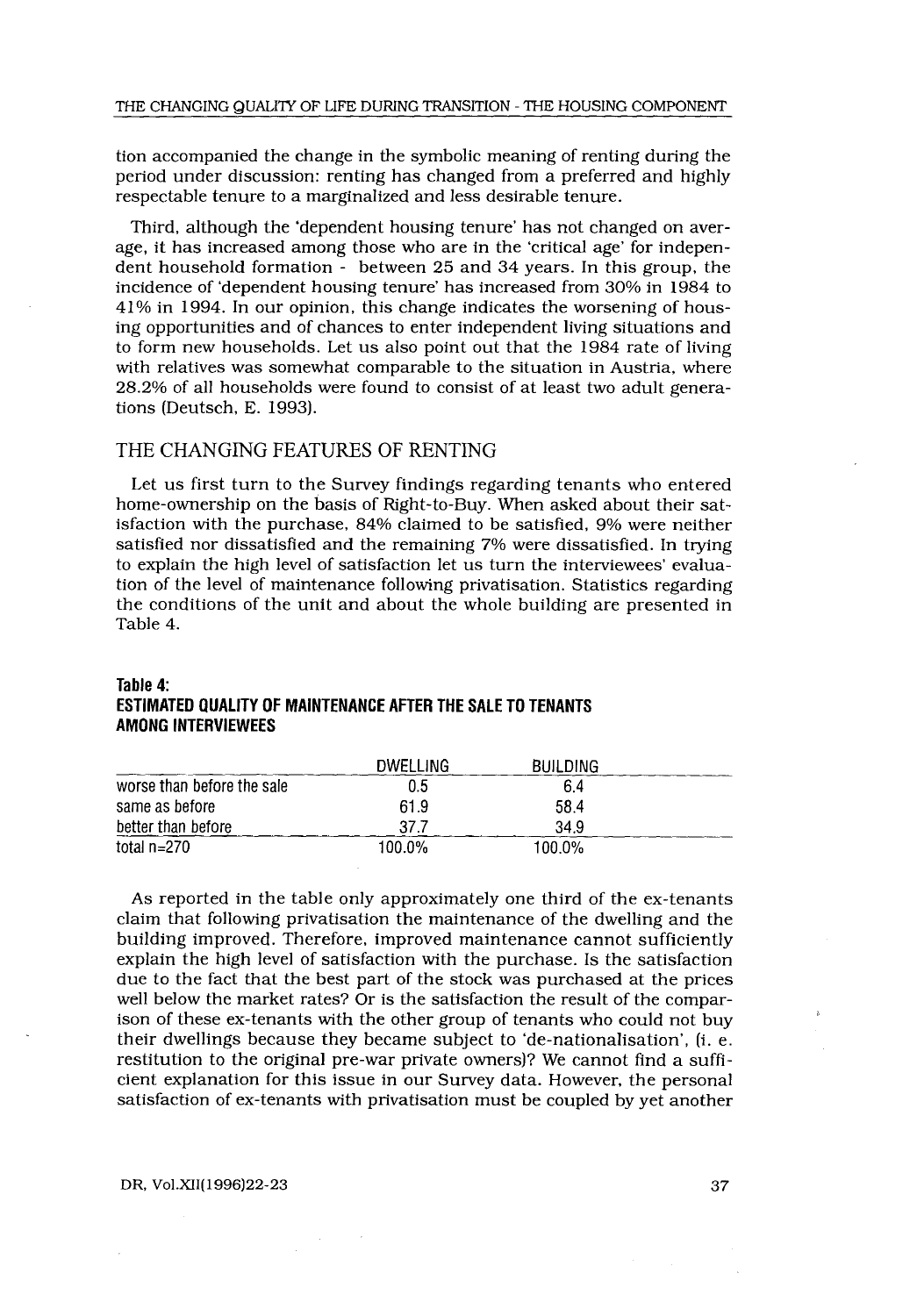tion accompanied the change in the symbolic meaning of renting during the period under discussion: renting has changed from a preferred and highly respectable tenure to a marginalized and less desirable tenure.

Third, although the 'dependent housing tenure' has not changed on average, it has increased among those who are in the 'critical age' for independent household formation - between 25 and 34 years. In this group, the incidence of 'dependent housing tenure' has increased from 30% in 1984 to 41% in 1994. In our opinion, this change indicates the worsening of housing opportunities and of chances to enter independent living situations and to form new households. Let us also point out that the 1984 rate of living with relatives was somewhat comparable to the situation in Austria, where 28.2% of all households were found to consist of at least two adult generations (Deutsch, E. 1993).

## THE CHANGING FEATURES OF RENTING

Let us first turn to the Survey findings regarding tenants who entered home-ownership on the basis of Right-to-Buy. When asked about their satisfaction with the purchase, 84% claimed to be satisfied, 9% were neither satisfied nor dissatisfied and the remaining 7% were dissatisfied. In trying to explain the high level of satisfaction let us turn the interviewees' evaluation of the level of maintenance following privatisation. Statistics regarding the conditions of the unit and about the whole building are presented in Table 4.

**Table 4:**
**ESTIMATED QUALITY OF MAINTENANCE AFTER THE SALE TO TENANTS AMONG INTERVIEWEES**

| | DWELLING | BUILDING |
|---|---|---|
| worse than before the sale | 0.5 | 6.4 |
| same as before | 61.9 | 58.4 |
| better than before | 37.7 | 34.9 |
| total n=270 | 100.0% | 100.0% |

As reported in the table only approximately one third of the ex-tenants claim that following privatisation the maintenance of the dwelling and the building improved. Therefore, improved maintenance cannot sufficiently explain the high level of satisfaction with the purchase. Is the satisfaction due to the fact that the best part of the stock was purchased at the prices well below the market rates? Or is the satisfaction the result of the comparison of these ex-tenants with the other group of tenants who could not buy their dwellings because they became subject to 'de-nationalisation', (i. e. restitution to the original pre-war private owners)? We cannot find a sufficient explanation for this issue in our Survey data. However, the personal satisfaction of ex-tenants with privatisation must be coupled by yet another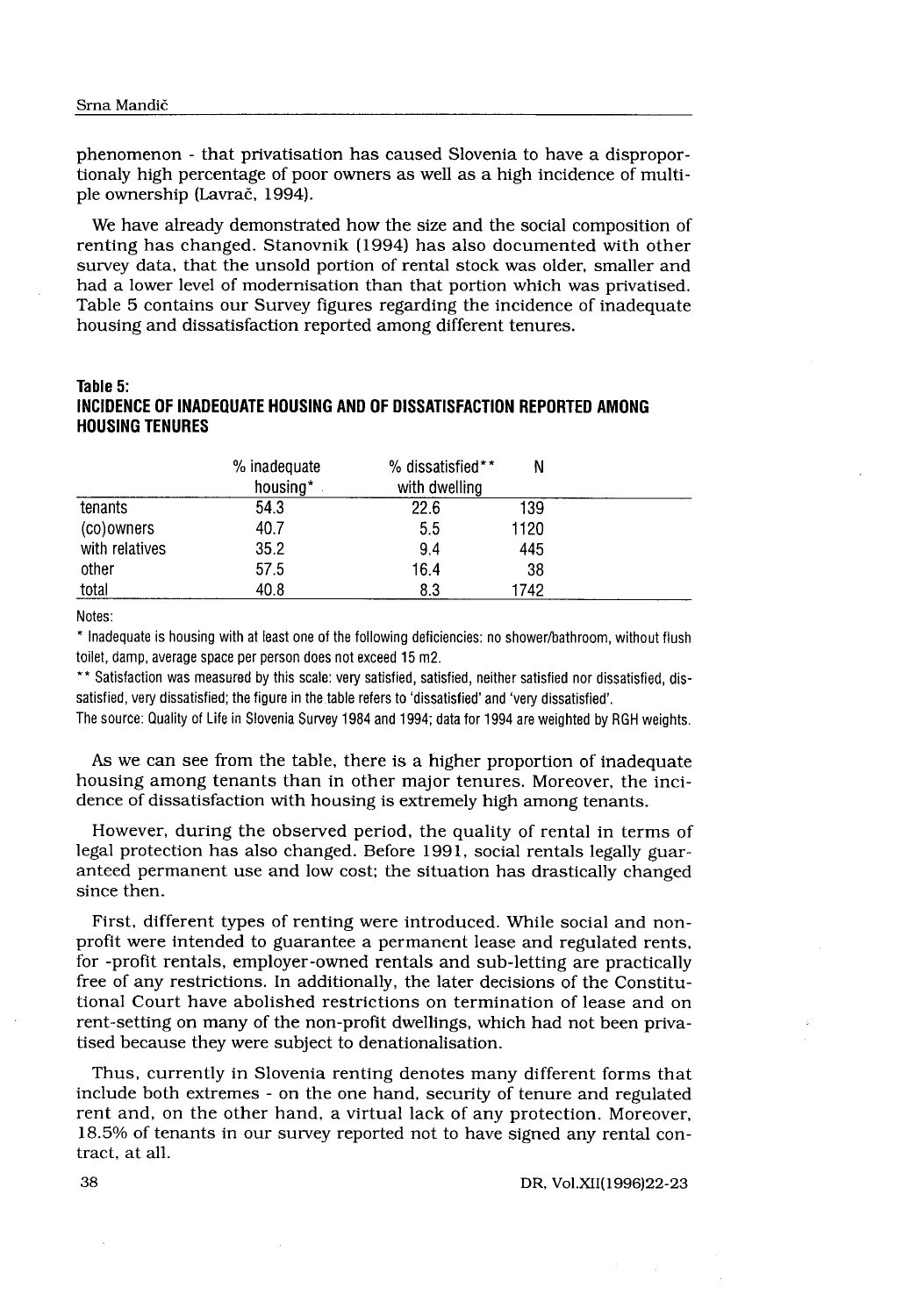phenomenon - that privatisation has caused Slovenia to have a disproportionaly high percentage of poor owners as well as a high incidence of multiple ownership (Lavrač, 1994).

We have already demonstrated how the size and the social composition of renting has changed. Stanovnik (1994) has also documented with other survey data, that the unsold portion of rental stock was older, smaller and had a lower level of modernisation than that portion which was privatised. Table 5 contains our Survey figures regarding the incidence of inadequate housing and dissatisfaction reported among different tenures.

**Table 5:**
**INCIDENCE OF INADEQUATE HOUSING AND OF DISSATISFACTION REPORTED AMONG HOUSING TENURES**

| | % inadequate housing* | % dissatisfied** with dwelling | N |
|---|---|---|---|
| tenants | 54.3 | 22.6 | 139 |
| (co)owners | 40.7 | 5.5 | 1120 |
| with relatives | 35.2 | 9.4 | 445 |
| other | 57.5 | 16.4 | 38 |
| total | 40.8 | 8.3 | 1742 |

Notes:

* Inadequate is housing with at least one of the following deficiencies: no shower/bathroom, without flush toilet, damp, average space per person does not exceed 15 m2.

** Satisfaction was measured by this scale: very satisfied, satisfied, neither satisfied nor dissatisfied, dissatisfied, very dissatisfied; the figure in the table refers to 'dissatisfied' and 'very dissatisfied'.

The source: Quality of Life in Slovenia Survey 1984 and 1994; data for 1994 are weighted by RGH weights.

As we can see from the table, there is a higher proportion of inadequate housing among tenants than in other major tenures. Moreover, the incidence of dissatisfaction with housing is extremely high among tenants.

However, during the observed period, the quality of rental in terms of legal protection has also changed. Before 1991, social rentals legally guaranteed permanent use and low cost; the situation has drastically changed since then.

First, different types of renting were introduced. While social and non-profit were intended to guarantee a permanent lease and regulated rents, for -profit rentals, employer-owned rentals and sub-letting are practically free of any restrictions. In additionally, the later decisions of the Constitutional Court have abolished restrictions on termination of lease and on rent-setting on many of the non-profit dwellings, which had not been privatised because they were subject to denationalisation.

Thus, currently in Slovenia renting denotes many different forms that include both extremes - on the one hand, security of tenure and regulated rent and, on the other hand, a virtual lack of any protection. Moreover, 18.5% of tenants in our survey reported not to have signed any rental contract, at all.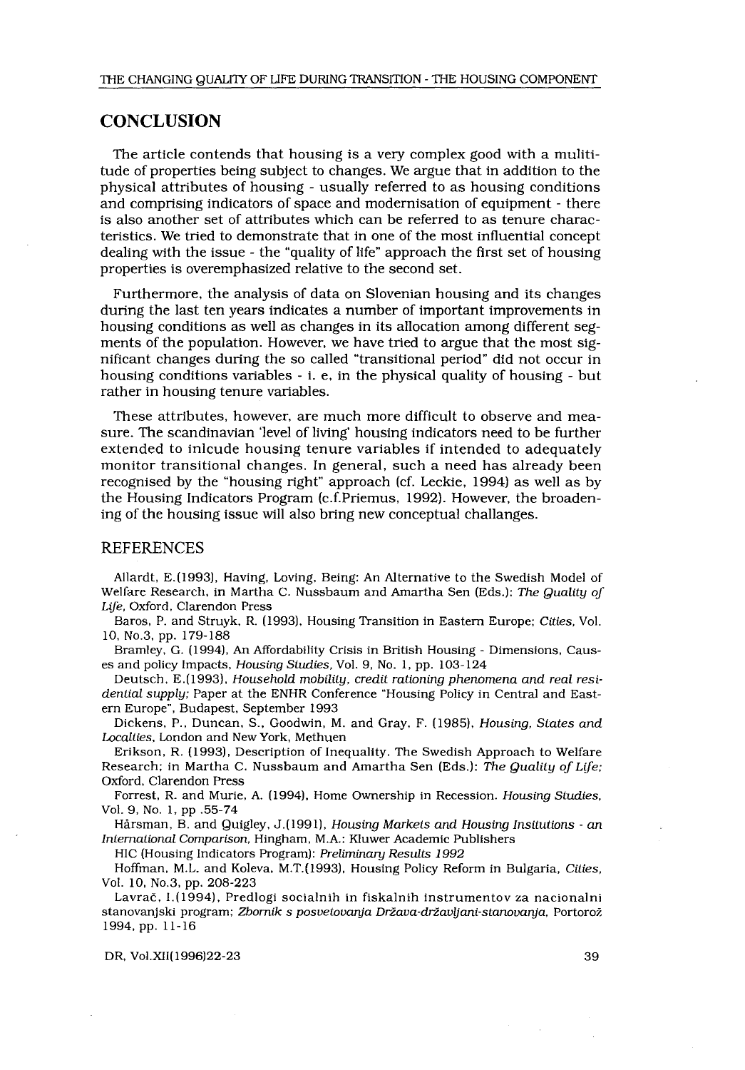## CONCLUSION

The article contends that housing is a very complex good with a mulititude of properties being subject to changes. We argue that in addition to the physical attributes of housing - usually referred to as housing conditions and comprising indicators of space and modernisation of equipment - there is also another set of attributes which can be referred to as tenure characteristics. We tried to demonstrate that in one of the most influential concept dealing with the issue - the "quality of life" approach the first set of housing properties is overemphasized relative to the second set.

Furthermore, the analysis of data on Slovenian housing and its changes during the last ten years indicates a number of important improvements in housing conditions as well as changes in its allocation among different segments of the population. However, we have tried to argue that the most significant changes during the so called "transitional period" did not occur in housing conditions variables - i. e. in the physical quality of housing - but rather in housing tenure variables.

These attributes, however, are much more difficult to observe and measure. The scandinavian 'level of living' housing indicators need to be further extended to inlcude housing tenure variables if intended to adequately monitor transitional changes. In general, such a need has already been recognised by the "housing right" approach (cf. Leckie, 1994) as well as by the Housing Indicators Program (c.f.Priemus, 1992). However, the broadening of the housing issue will also bring new conceptual challanges.

## REFERENCES

Allardt, E.(1993), Having, Loving, Being: An Alternative to the Swedish Model of Welfare Research, in Martha C. Nussbaum and Amartha Sen (Eds.): *The Quality of Life*, Oxford, Clarendon Press

Baros, P. and Struyk, R. (1993), Housing Transition in Eastern Europe; *Cities*, Vol. 10, No.3, pp. 179-188

Bramley, G. (1994), An Affordability Crisis in British Housing - Dimensions, Causes and policy Impacts, *Housing Studies*, Vol. 9, No. 1, pp. 103-124

Deutsch, E.(1993), *Household mobility, credit rationing phenomena and real residential supply;* Paper at the ENHR Conference "Housing Policy in Central and Eastern Europe", Budapest, September 1993

Dickens, P., Duncan, S., Goodwin, M. and Gray, F. (1985), *Housing, States and Localties*, London and New York, Methuen

Erikson, R. (1993), Description of Inequality. The Swedish Approach to Welfare Research; in Martha C. Nussbaum and Amartha Sen (Eds.): *The Quality of Life;* Oxford, Clarendon Press

Forrest, R. and Murie, A. (1994), Home Ownership in Recession. *Housing Studies*, Vol. 9, No. 1, pp .55-74

Hårsman, B. and Quigley, J.(1991), *Housing Markets and Housing Insitutions - an International Comparison*, Hingham, M.A.: Kluwer Academic Publishers

HIC (Housing Indicators Program): *Preliminary Results 1992*

Hoffman, M.L. and Koleva, M.T.(1993), Housing Policy Reform in Bulgaria, *Cities*, Vol. 10, No.3, pp. 208-223

Lavrač, I.(1994), Predlogi socialnih in fiskalnih instrumentov za nacionalni stanovanjski program; *Zbornik s posvetovanja Država-državljani-stanovanja*, Portorož 1994, pp. 11-16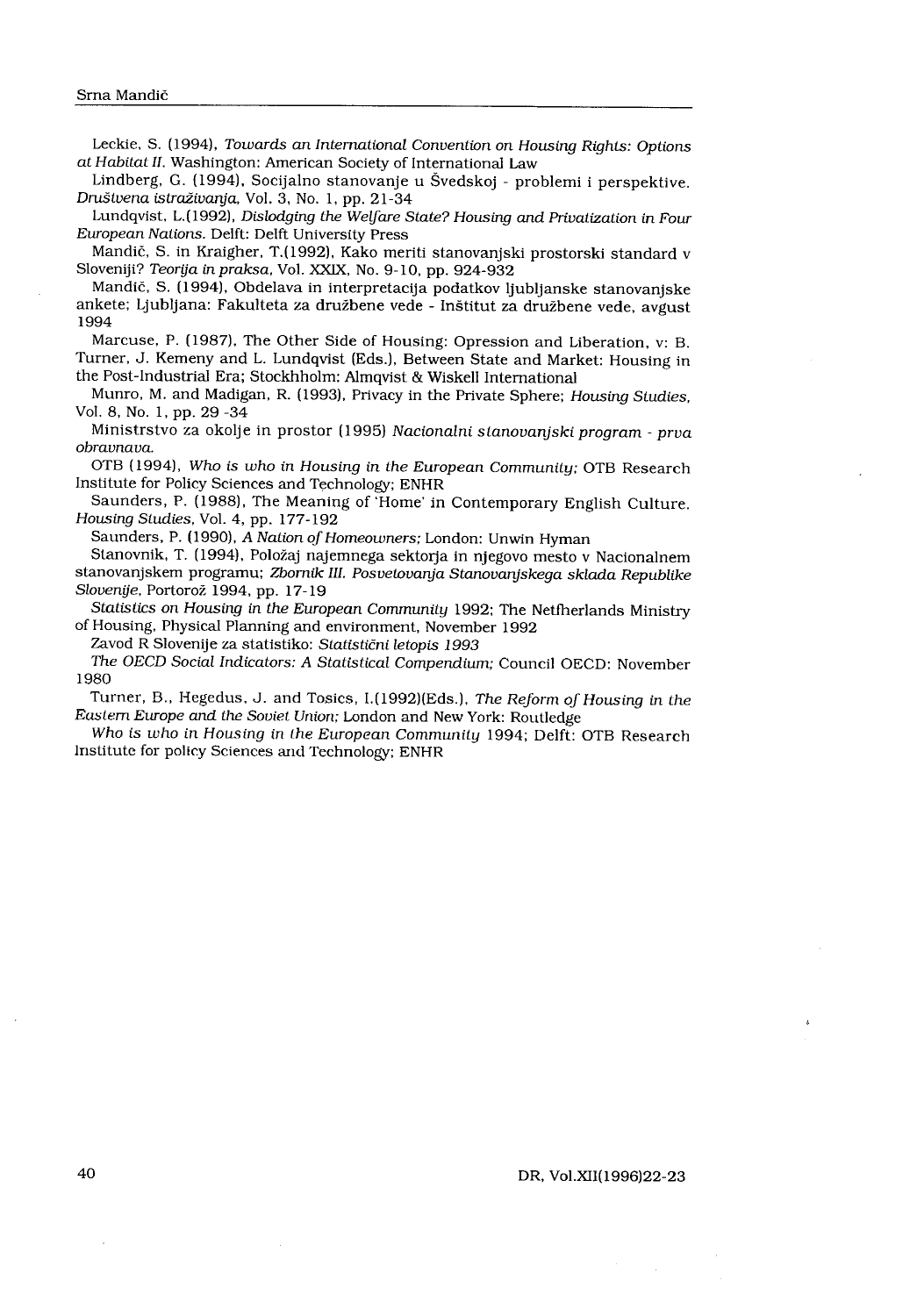Leckie, S. (1994), *Towards an International Convention on Housing Rights: Options at Habitat II.* Washington: American Society of International Law

Lindberg, G. (1994), Socijalno stanovanje u Švedskoj - problemi i perspektive. *Društvena istraživanja*, Vol. 3, No. 1, pp. 21-34

Lundqvist, L.(1992), *Dislodging the Welfare State? Housing and Privatization in Four European Nations.* Delft: Delft University Press

Mandič, S. in Kraigher, T.(1992), Kako meriti stanovanjski prostorski standard v Sloveniji? *Teorija in praksa*, Vol. XXIX, No. 9-10, pp. 924-932

Mandič, S. (1994), Obdelava in interpretacija podatkov ljubljanske stanovanjske ankete; Ljubljana: Fakulteta za družbene vede - Inštitut za družbene vede, avgust 1994

Marcuse, P. (1987), The Other Side of Housing: Opression and Liberation, v: B. Turner, J. Kemeny and L. Lundqvist (Eds.), Between State and Market: Housing in the Post-Industrial Era; Stockhholm: Almqvist & Wiskell International

Munro, M. and Madigan, R. (1993), Privacy in the Private Sphere; *Housing Studies*, Vol. 8, No. 1, pp. 29 -34

Ministrstvo za okolje in prostor (1995) *Nacionalni stanovanjski program - prva obravnava.*

OTB (1994), *Who is who in Housing in the European Community;* OTB Research Institute for Policy Sciences and Technology; ENHR

Saunders, P. (1988), The Meaning of 'Home' in Contemporary English Culture. *Housing Studies*, Vol. 4, pp. 177-192

Saunders, P. (1990), *A Nation of Homeowners;* London: Unwin Hyman

Stanovnik, T. (1994), Položaj najemnega sektorja in njegovo mesto v Nacionalnem stanovanjskem programu; *Zbornik III. Posvetovanja Stanovanjskega sklada Republike Slovenije*, Portorož 1994, pp. 17-19

*Statistics on Housing in the European Community* 1992; The Netfherlands Ministry of Housing, Physical Planning and environment, November 1992

Zavod R Slovenije za statistiko: *Statistični letopis 1993*

*The OECD Social Indicators: A Statistical Compendium;* Council OECD: November 1980

Turner, B., Hegedus, J. and Tosics, I.(1992)(Eds.), *The Reform of Housing in the Eastern Europe and the Soviet Union;* London and New York: Routledge

*Who is who in Housing in the European Community* 1994; Delft: OTB Research Institute for policy Sciences and Technology; ENHR